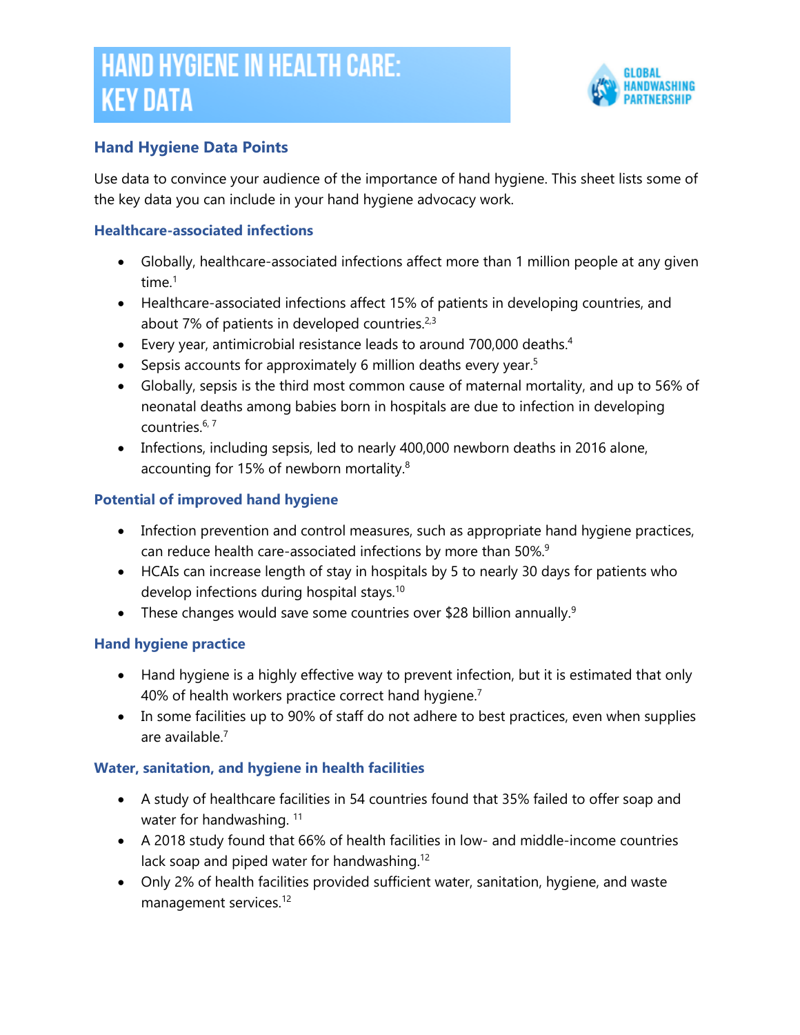# HAND HYGIENE IN HEALTH CARE: KEY DATA

GLOBAL HANDWASHING PARTNERSHIP

## Hand Hygiene Data Points

Use data to convince your audience of the importance of hand hygiene. This sheet lists some of the key data you can include in your hand hygiene advocacy work.

### Healthcare-associated infections

- Globally, healthcare-associated infections affect more than 1 million people at any given time.[1]
- Healthcare-associated infections affect 15% of patients in developing countries, and about 7% of patients in developed countries.[2,3]
- Every year, antimicrobial resistance leads to around 700,000 deaths.[4]
- Sepsis accounts for approximately 6 million deaths every year.[5]
- Globally, sepsis is the third most common cause of maternal mortality, and up to 56% of neonatal deaths among babies born in hospitals are due to infection in developing countries.[6, 7]
- Infections, including sepsis, led to nearly 400,000 newborn deaths in 2016 alone, accounting for 15% of newborn mortality.[8]

### Potential of improved hand hygiene

- Infection prevention and control measures, such as appropriate hand hygiene practices, can reduce health care-associated infections by more than 50%.[9]
- HCAIs can increase length of stay in hospitals by 5 to nearly 30 days for patients who develop infections during hospital stays.[10]
- These changes would save some countries over $28 billion annually.[9]

### Hand hygiene practice

- Hand hygiene is a highly effective way to prevent infection, but it is estimated that only 40% of health workers practice correct hand hygiene.[7]
- In some facilities up to 90% of staff do not adhere to best practices, even when supplies are available.[7]

### Water, sanitation, and hygiene in health facilities

- A study of healthcare facilities in 54 countries found that 35% failed to offer soap and water for handwashing. [11]
- A 2018 study found that 66% of health facilities in low- and middle-income countries lack soap and piped water for handwashing.[12]
- Only 2% of health facilities provided sufficient water, sanitation, hygiene, and waste management services.[12]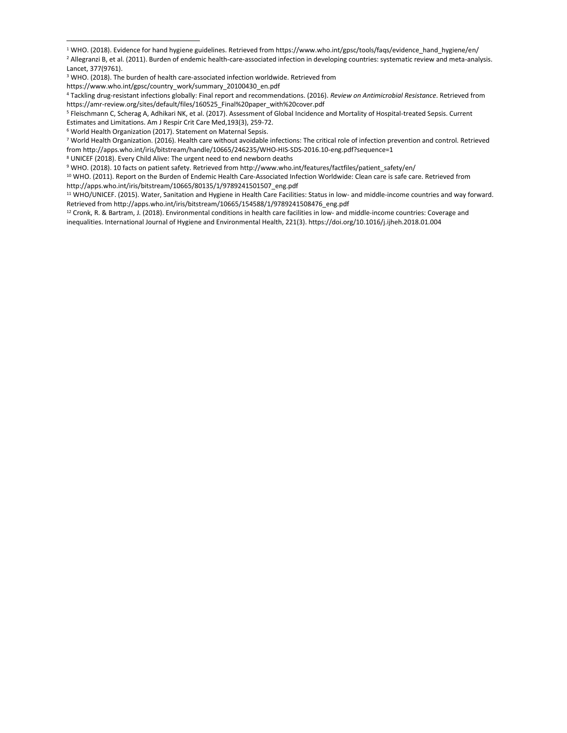[1] WHO. (2018). Evidence for hand hygiene guidelines. Retrieved from https://www.who.int/gpsc/tools/faqs/evidence_hand_hygiene/en/

[2] Allegranzi B, et al. (2011). Burden of endemic health-care-associated infection in developing countries: systematic review and meta-analysis. Lancet, 377(9761).

[3] WHO. (2018). The burden of health care-associated infection worldwide. Retrieved from https://www.who.int/gpsc/country_work/summary_20100430_en.pdf

[4] Tackling drug-resistant infections globally: Final report and recommendations. (2016). *Review on Antimicrobial Resistance*. Retrieved from https://amr-review.org/sites/default/files/160525_Final%20paper_with%20cover.pdf

[5] Fleischmann C, Scherag A, Adhikari NK, et al. (2017). Assessment of Global Incidence and Mortality of Hospital-treated Sepsis. Current Estimates and Limitations. Am J Respir Crit Care Med,193(3), 259-72.

[6] World Health Organization (2017). Statement on Maternal Sepsis.

[7] World Health Organization. (2016). Health care without avoidable infections: The critical role of infection prevention and control. Retrieved from http://apps.who.int/iris/bitstream/handle/10665/246235/WHO-HIS-SDS-2016.10-eng.pdf?sequence=1

[8] UNICEF (2018). Every Child Alive: The urgent need to end newborn deaths

[9] WHO. (2018). 10 facts on patient safety. Retrieved from http://www.who.int/features/factfiles/patient_safety/en/

[10] WHO. (2011). Report on the Burden of Endemic Health Care-Associated Infection Worldwide: Clean care is safe care. Retrieved from http://apps.who.int/iris/bitstream/10665/80135/1/9789241501507_eng.pdf

[11] WHO/UNICEF. (2015). Water, Sanitation and Hygiene in Health Care Facilities: Status in low- and middle-income countries and way forward. Retrieved from http://apps.who.int/iris/bitstream/10665/154588/1/9789241508476_eng.pdf

[12] Cronk, R. & Bartram, J. (2018). Environmental conditions in health care facilities in low- and middle-income countries: Coverage and inequalities. International Journal of Hygiene and Environmental Health, 221(3). https://doi.org/10.1016/j.ijheh.2018.01.004